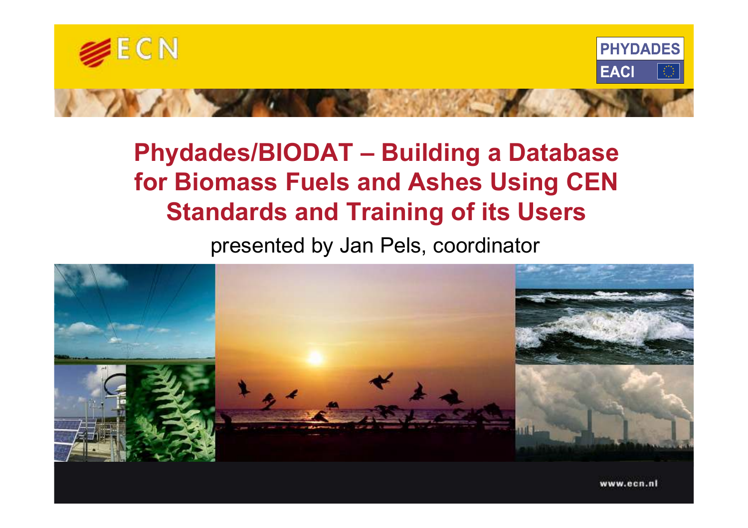ECN

PHYDADES

EACI

# Phydades/BIODAT – Building a Database for Biomass Fuels and Ashes Using CEN Standards and Training of its Users

presented by Jan Pels, coordinator

www.ecn.nl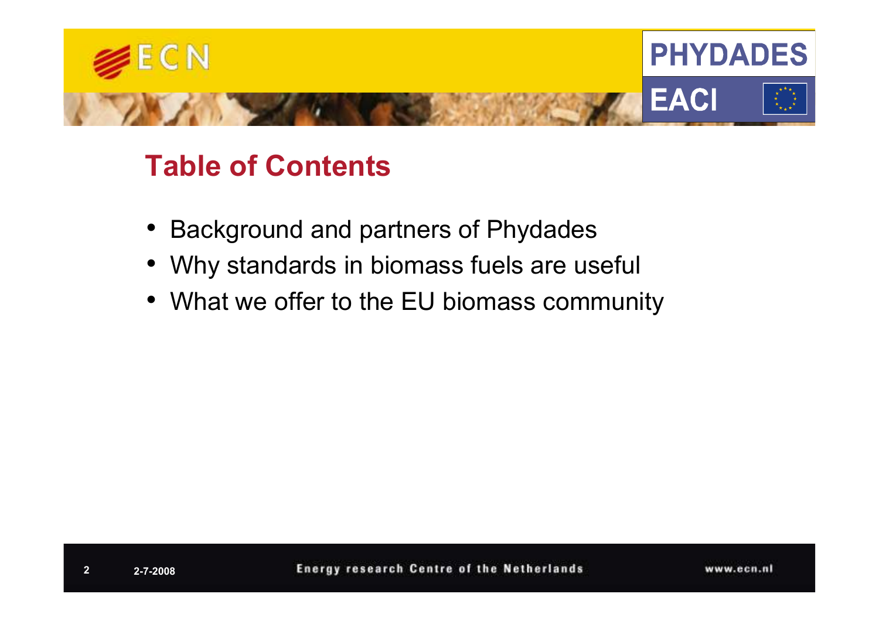## Table of Contents

- Background and partners of Phydades
- Why standards in biomass fuels are useful
- What we offer to the EU biomass community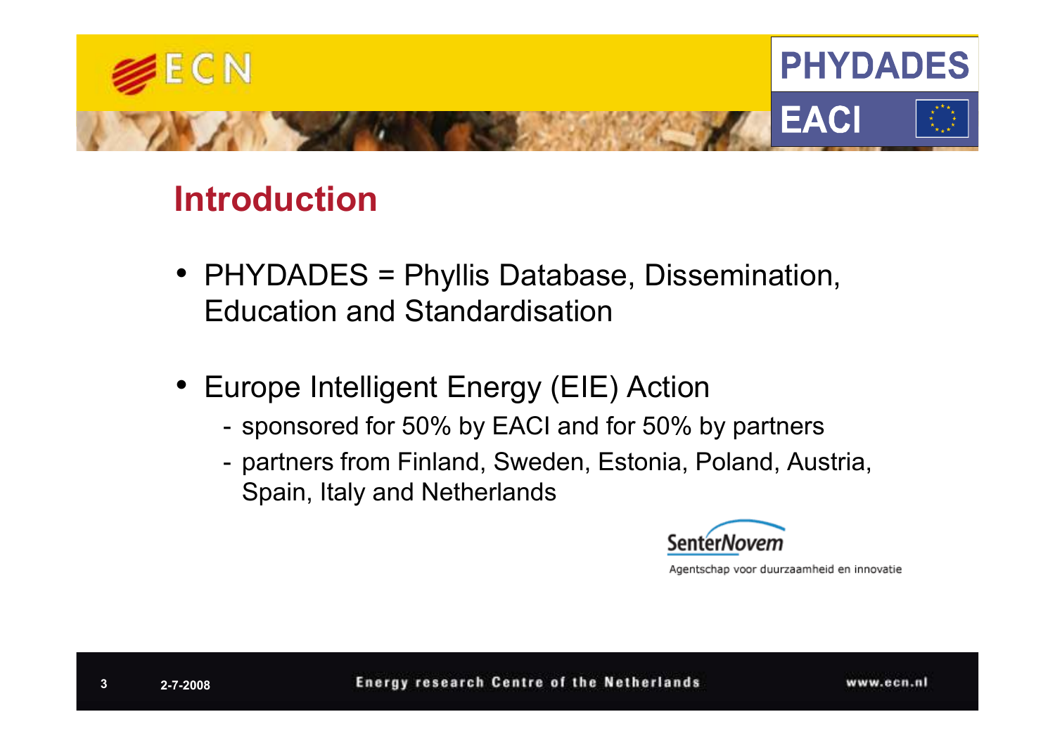## Introduction

- PHYDADES = Phyllis Database, Dissemination, Education and Standardisation
- Europe Intelligent Energy (EIE) Action
  - sponsored for 50% by EACI and for 50% by partners
  - partners from Finland, Sweden, Estonia, Poland, Austria, Spain, Italy and Netherlands

SenterNovem

Agentschap voor duurzaamheid en innovatie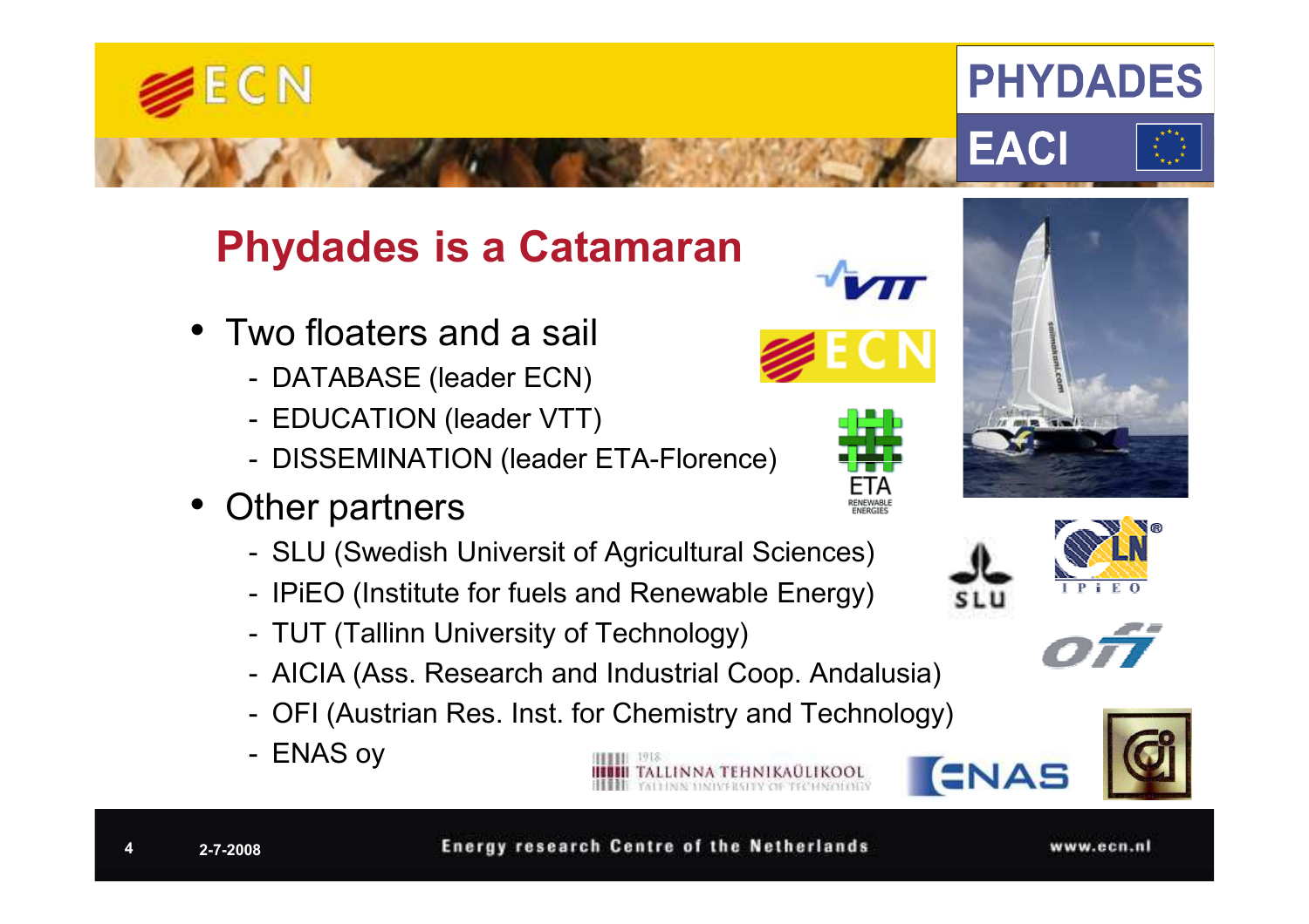# Phydades is a Catamaran

- Two floaters and a sail
  - DATABASE (leader ECN)
  - EDUCATION (leader VTT)
  - DISSEMINATION (leader ETA-Florence)
- Other partners
  - SLU (Swedish Universit of Agricultural Sciences)
  - IPiEO (Institute for fuels and Renewable Energy)
  - TUT (Tallinn University of Technology)
  - AICIA (Ass. Research and Industrial Coop. Andalusia)
  - OFI (Austrian Res. Inst. for Chemistry and Technology)
  - ENAS oy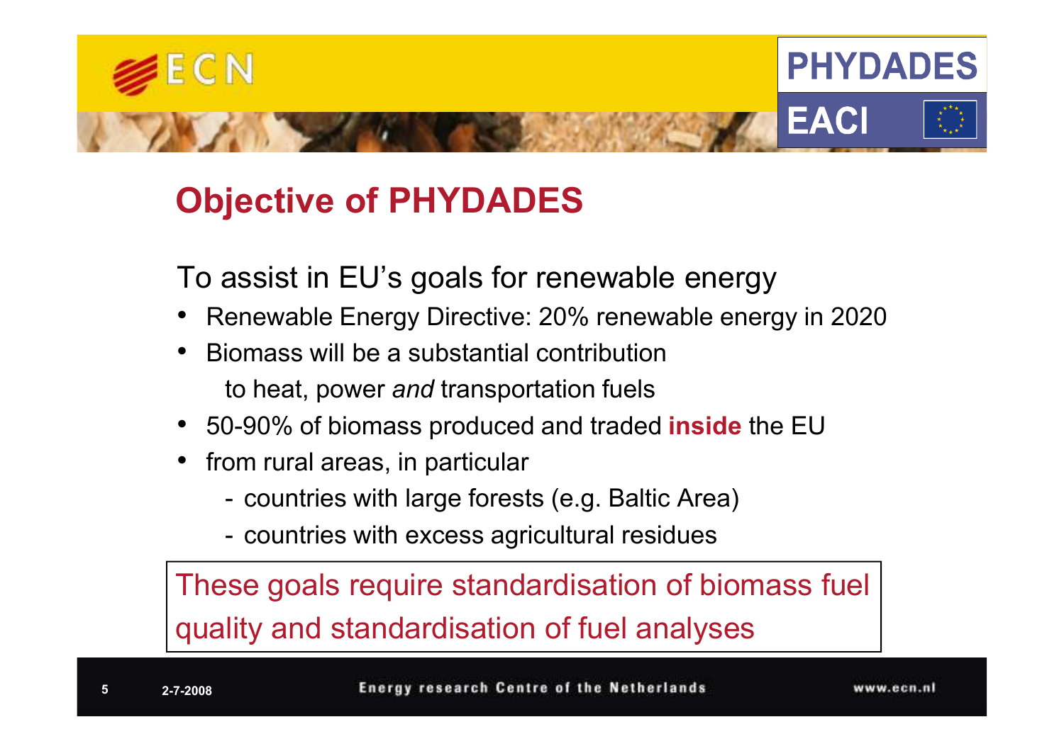## Objective of PHYDADES

To assist in EU's goals for renewable energy

- Renewable Energy Directive: 20% renewable energy in 2020
- Biomass will be a substantial contribution to heat, power *and* transportation fuels
- 50-90% of biomass produced and traded **inside** the EU
- from rural areas, in particular
  - countries with large forests (e.g. Baltic Area)
  - countries with excess agricultural residues

These goals require standardisation of biomass fuel quality and standardisation of fuel analyses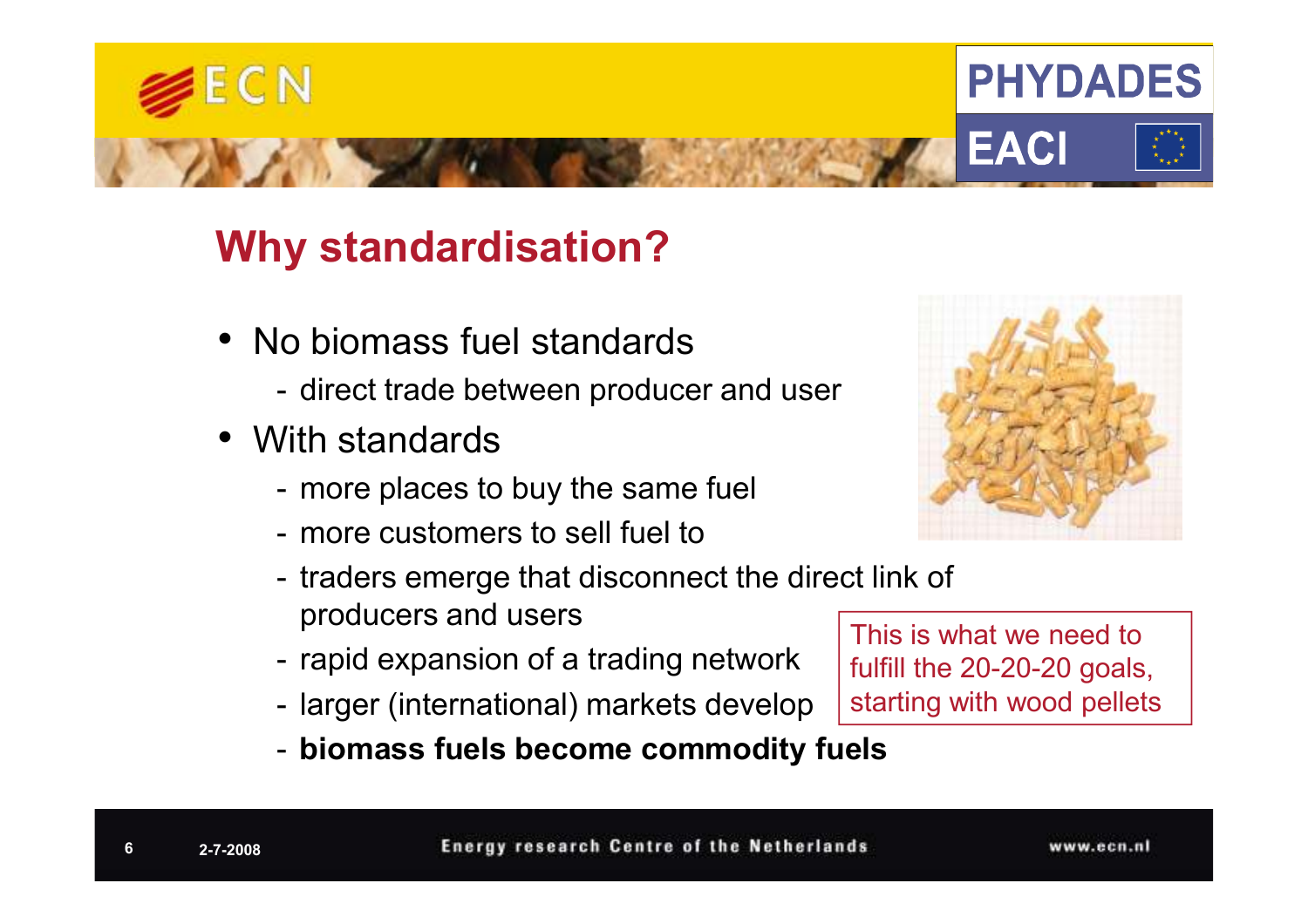## Why standardisation?

- No biomass fuel standards
  - direct trade between producer and user
- With standards
  - more places to buy the same fuel
  - more customers to sell fuel to
  - traders emerge that disconnect the direct link of producers and users
  - rapid expansion of a trading network
  - larger (international) markets develop
  - **biomass fuels become commodity fuels**

This is what we need to fulfill the 20-20-20 goals, starting with wood pellets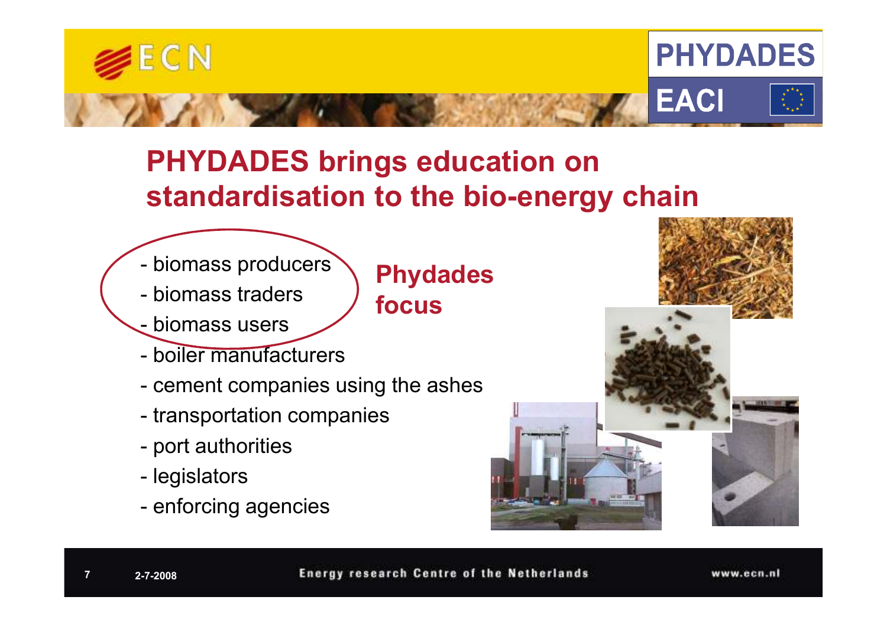# PHYDADES brings education on standardisation to the bio-energy chain

- biomass producers
- biomass traders
- biomass users
- boiler manufacturers
- cement companies using the ashes
- transportation companies
- port authorities
- legislators
- enforcing agencies

**Phydades focus**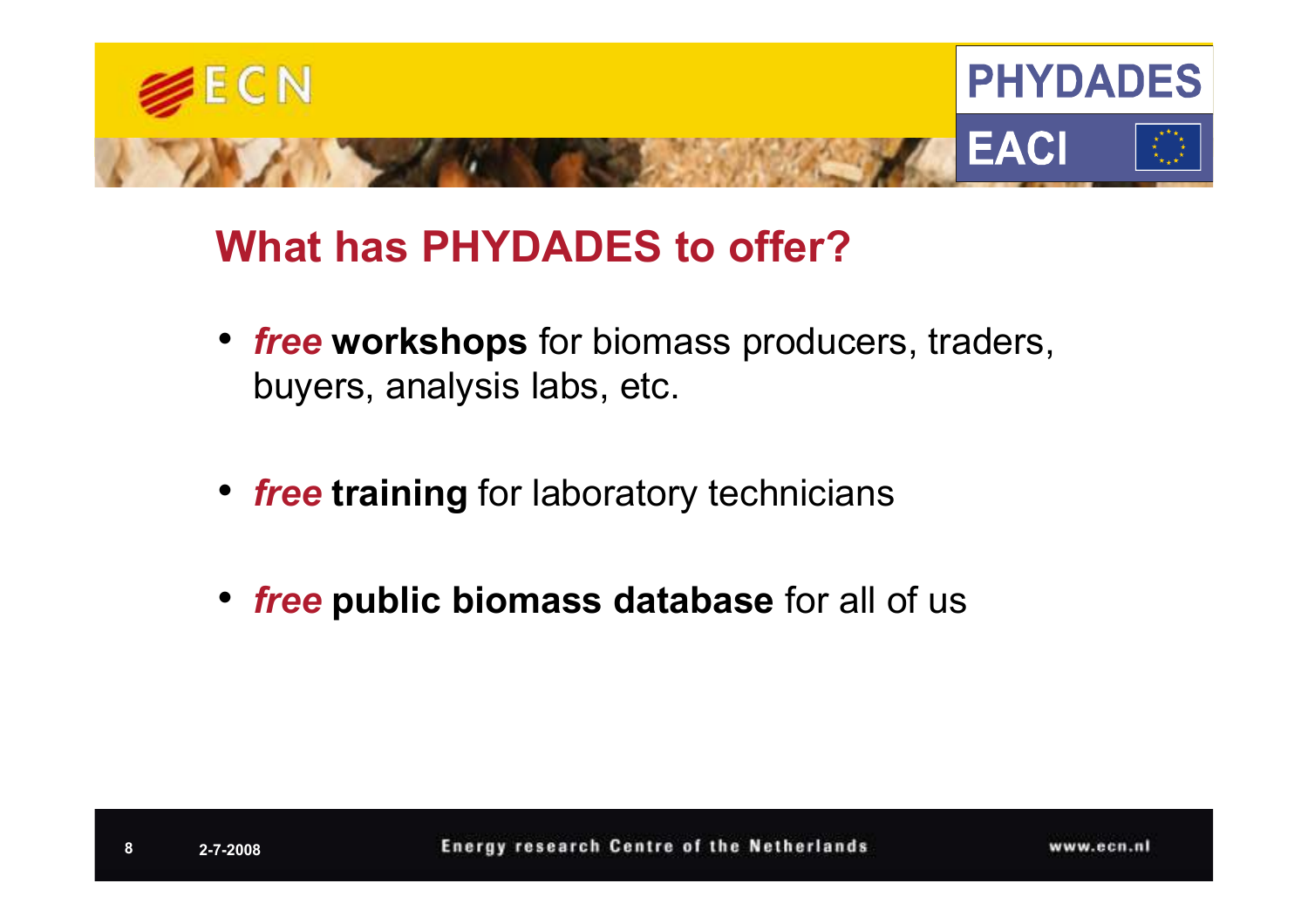## What has PHYDADES to offer?

- ***free*** **workshops** for biomass producers, traders, buyers, analysis labs, etc.
- ***free*** **training** for laboratory technicians
- ***free*** **public biomass database** for all of us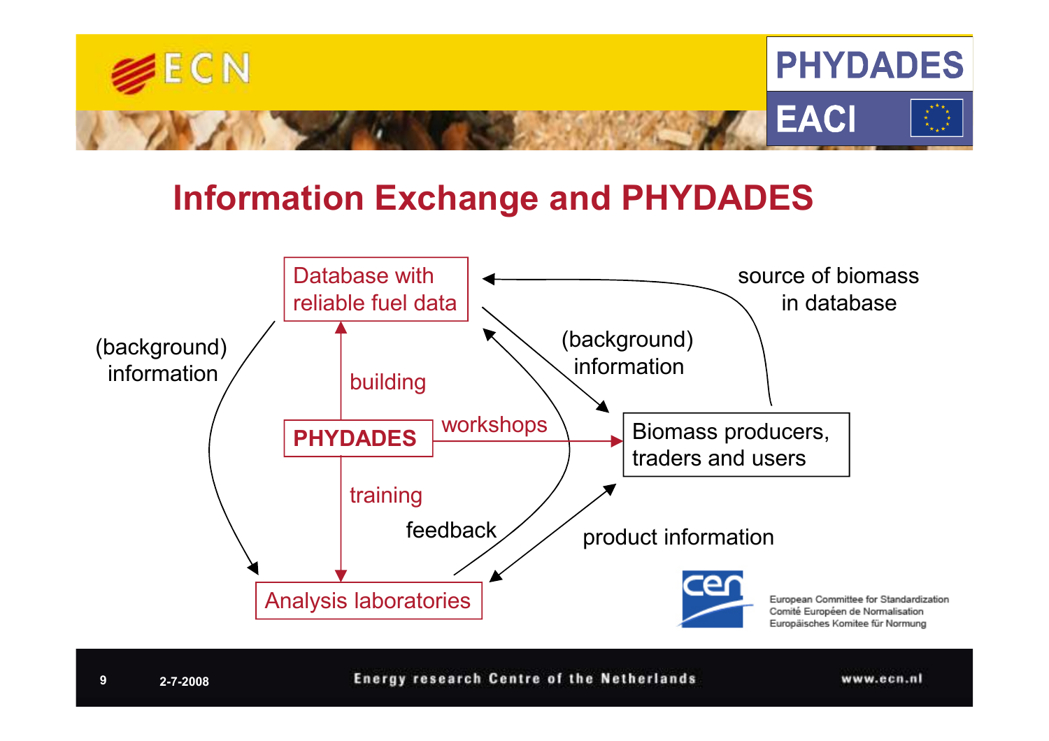# Information Exchange and PHYDADES

Database with reliable fuel data

source of biomass in database

(background) information

(background) information

building

PHYDADES

workshops

Biomass producers, traders and users

training

feedback

product information

Analysis laboratories

European Committee for Standardization
Comité Européen de Normalisation
Europäisches Komitee für Normung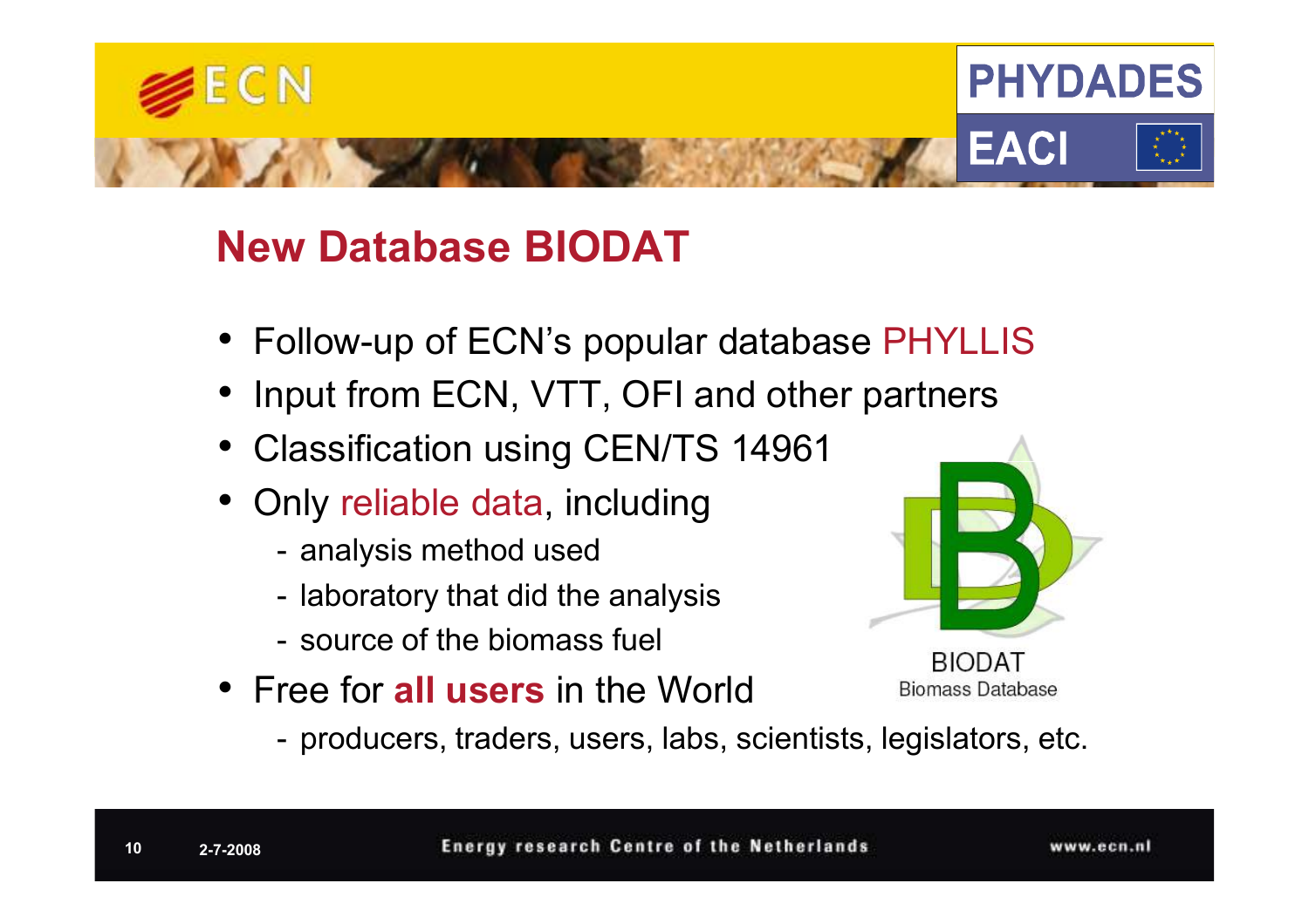## New Database BIODAT

- Follow-up of ECN's popular database PHYLLIS
- Input from ECN, VTT, OFI and other partners
- Classification using CEN/TS 14961
- Only reliable data, including
  - analysis method used
  - laboratory that did the analysis
  - source of the biomass fuel
- Free for **all users** in the World
  - producers, traders, users, labs, scientists, legislators, etc.

BIODAT
Biomass Database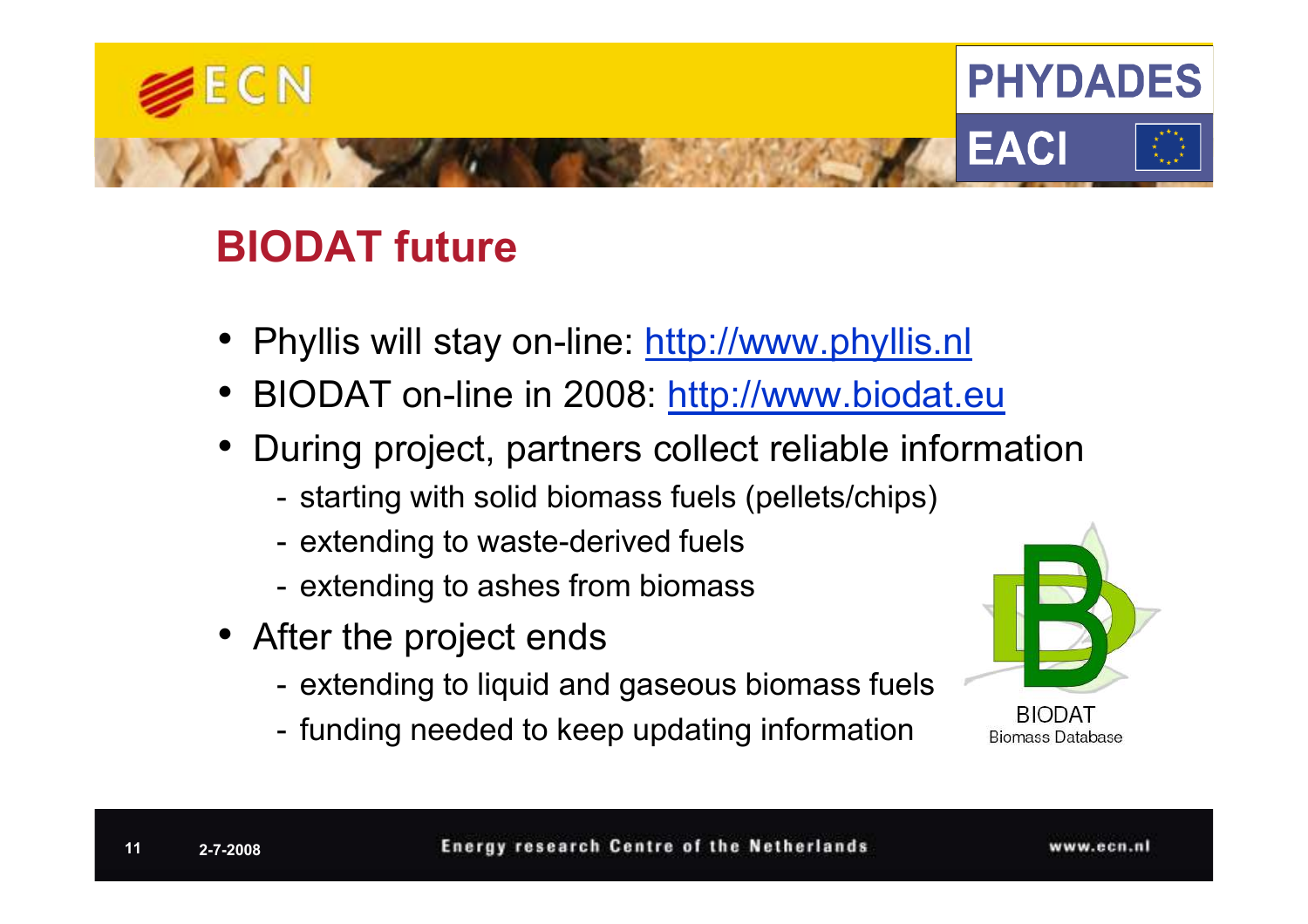# BIODAT future

- Phyllis will stay on-line: http://www.phyllis.nl
- BIODAT on-line in 2008: http://www.biodat.eu
- During project, partners collect reliable information
  - starting with solid biomass fuels (pellets/chips)
  - extending to waste-derived fuels
  - extending to ashes from biomass
- After the project ends
  - extending to liquid and gaseous biomass fuels
  - funding needed to keep updating information

BIODAT
Biomass Database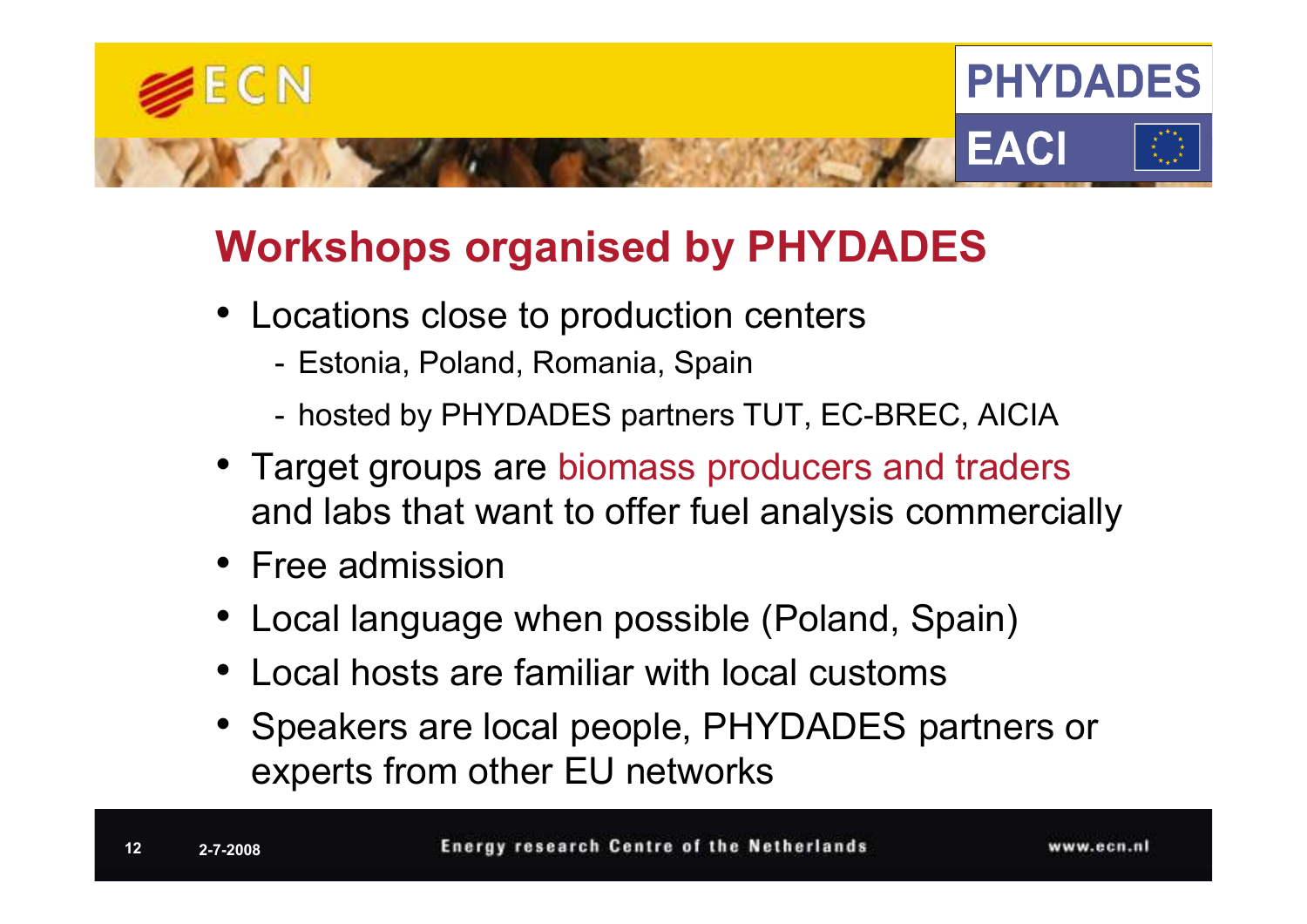# Workshops organised by PHYDADES

- Locations close to production centers
  - Estonia, Poland, Romania, Spain
  - hosted by PHYDADES partners TUT, EC-BREC, AICIA
- Target groups are biomass producers and traders and labs that want to offer fuel analysis commercially
- Free admission
- Local language when possible (Poland, Spain)
- Local hosts are familiar with local customs
- Speakers are local people, PHYDADES partners or experts from other EU networks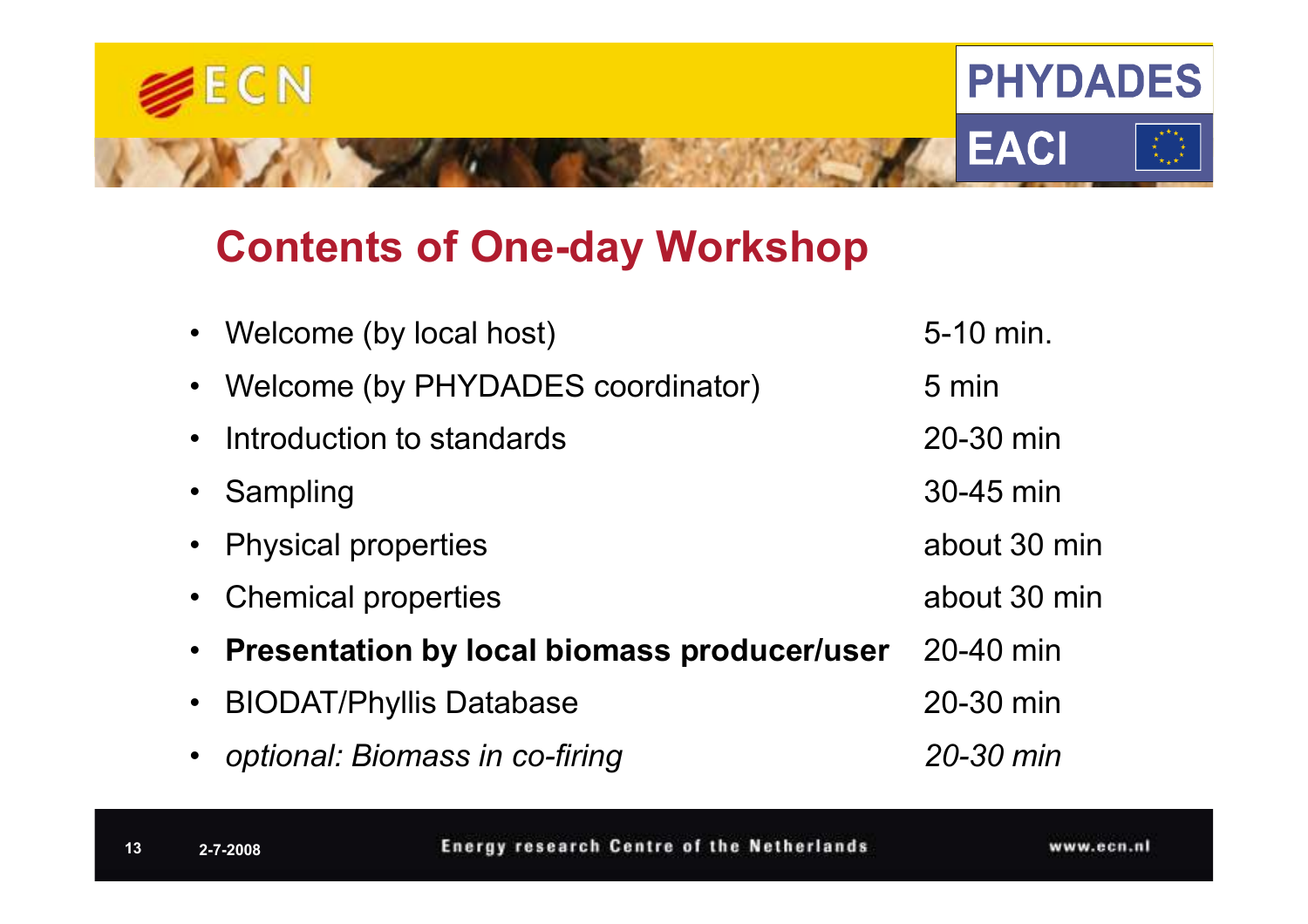## Contents of One-day Workshop

- Welcome (by local host) 5-10 min.
- Welcome (by PHYDADES coordinator) 5 min
- Introduction to standards 20-30 min
- Sampling 30-45 min
- Physical properties about 30 min
- Chemical properties about 30 min
- **Presentation by local biomass producer/user** 20-40 min
- BIODAT/Phyllis Database 20-30 min
- *optional: Biomass in co-firing* *20-30 min*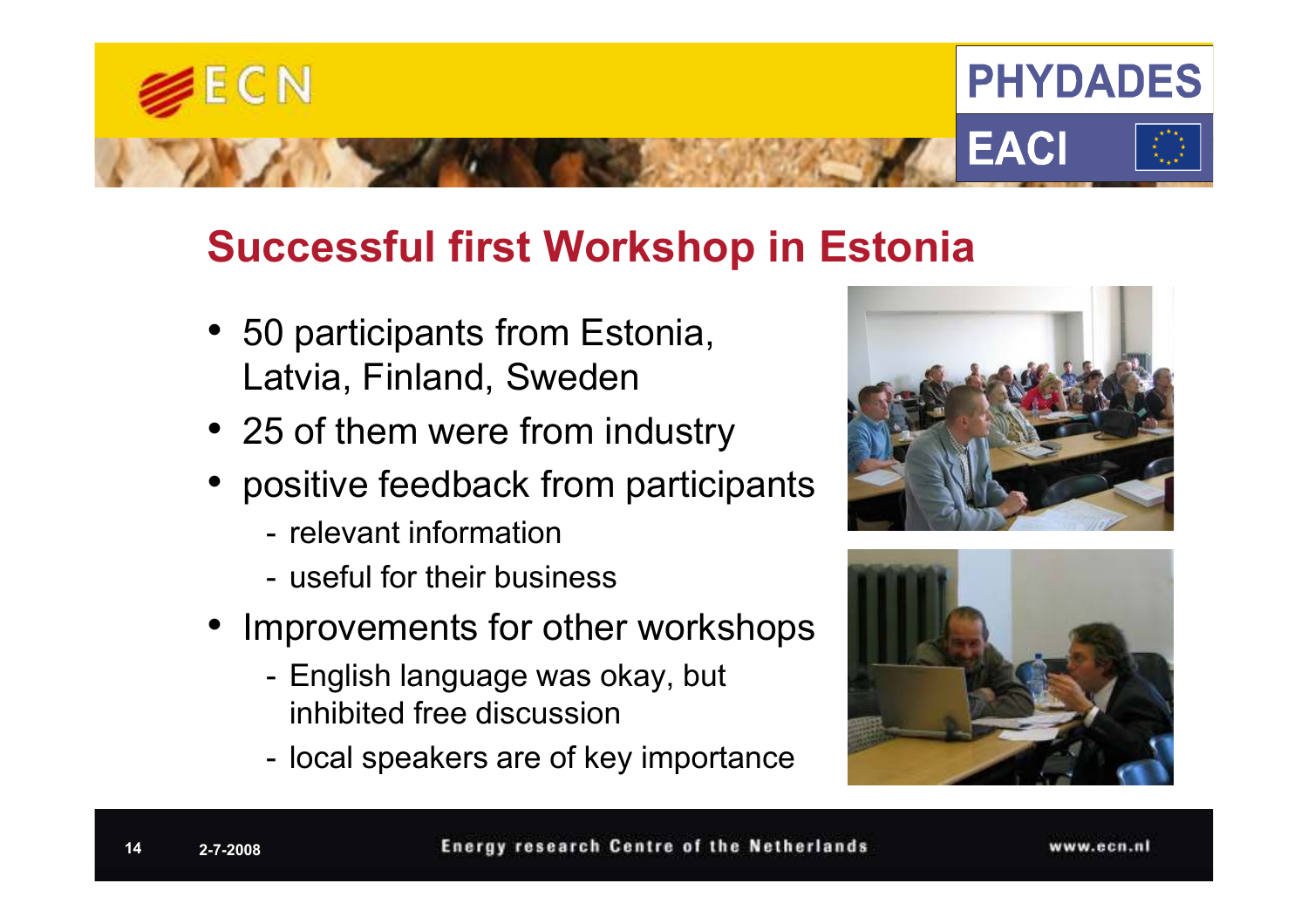## Successful first Workshop in Estonia

- 50 participants from Estonia, Latvia, Finland, Sweden
- 25 of them were from industry
- positive feedback from participants
  - relevant information
  - useful for their business
- Improvements for other workshops
  - English language was okay, but inhibited free discussion
  - local speakers are of key importance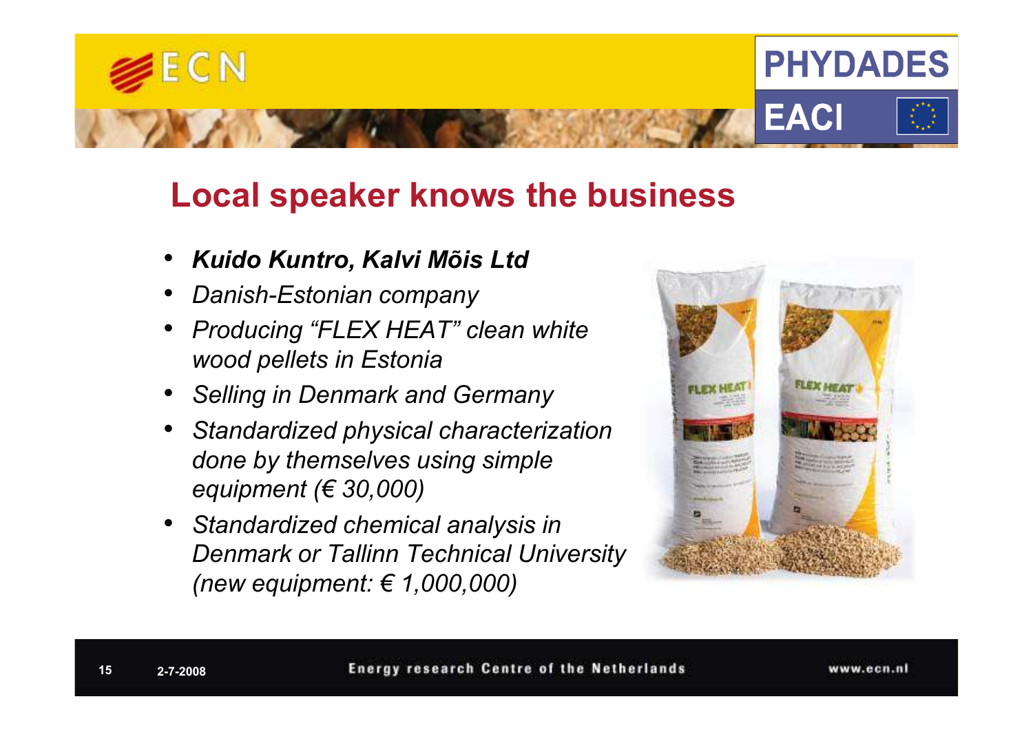## Local speaker knows the business

- ***Kuido Kuntro, Kalvi Mõis Ltd***
- *Danish-Estonian company*
- *Producing "FLEX HEAT" clean white wood pellets in Estonia*
- *Selling in Denmark and Germany*
- *Standardized physical characterization done by themselves using simple equipment (€ 30,000)*
- *Standardized chemical analysis in Denmark or Tallinn Technical University (new equipment: € 1,000,000)*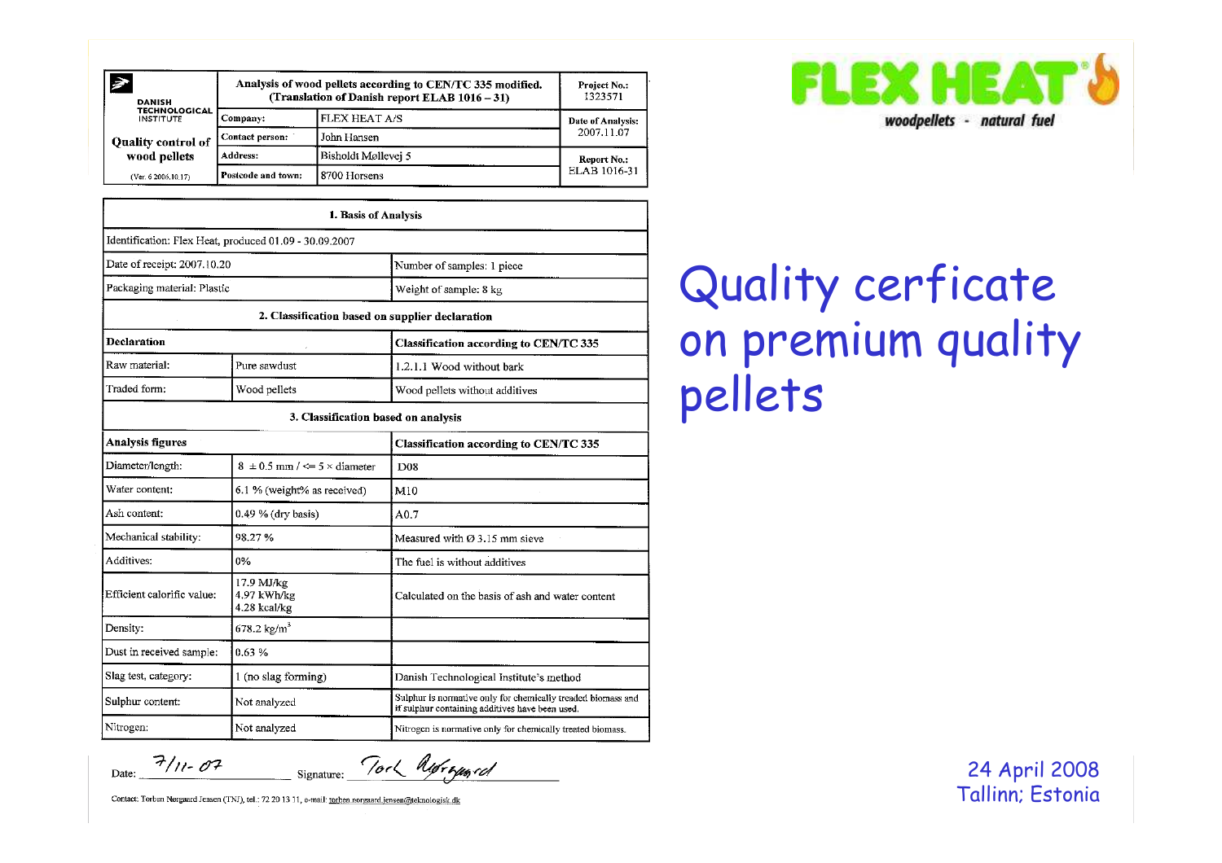# Quality cerficate on premium quality pellets

FLEX HEAT®

*woodpellets - natural fuel*

| DANISH TECHNOLOGICAL INSTITUTE — Quality control of wood pellets (Ver. 6 2006.10.17) | Analysis of wood pellets according to CEN/TC 335 modified. (Translation of Danish report ELAB 1016 – 31) | | Project No.: 1323571 |
|---|---|---|---|
| | Company: | FLEX HEAT A/S | Date of Analysis: 2007.11.07 |
| | Contact person: | John Hansen | |
| | Address: | Bisholdt Møllevej 5 | Report No.: ELAB 1016-31 |
| | Postcode and town: | 8700 Horsens | |

| **1. Basis of Analysis** | | |
|---|---|---|
| Identification: Flex Heat, produced 01.09 - 30.09.2007 | | |
| Date of receipt: 2007.10.20 | | Number of samples: 1 piece |
| Packaging material: Plastic | | Weight of sample: 8 kg |
| **2. Classification based on supplier declaration** | | |
| **Declaration** | | **Classification according to CEN/TC 335** |
| Raw material: | Pure sawdust | 1.2.1.1 Wood without bark |
| Traded form: | Wood pellets | Wood pellets without additives |
| **3. Classification based on analysis** | | |
| **Analysis figures** | | **Classification according to CEN/TC 335** |
| Diameter/length: | 8 ± 0.5 mm / <= 5 × diameter | D08 |
| Water content: | 6.1 % (weight% as received) | M10 |
| Ash content: | 0.49 % (dry basis) | A0.7 |
| Mechanical stability: | 98.27 % | Measured with Ø 3.15 mm sieve |
| Additives: | 0% | The fuel is without additives |
| Efficient calorific value: | 17.9 MJ/kg 4.97 kWh/kg 4.28 kcal/kg | Calculated on the basis of ash and water content |
| Density: | 678.2 kg/m³ | |
| Dust in received sample: | 0.63 % | |
| Slag test, category: | 1 (no slag forming) | Danish Technological Institute's method |
| Sulphur content: | Not analyzed | Sulphur is normative only for chemically treaded biomass and if sulphur containing additives have been used. |
| Nitrogen: | Not analyzed | Nitrogen is normative only for chemically treated biomass. |

Date: 7/11-07 Signature: Tork Aagaard

Contact: Torben Nørgaard Jensen (TNJ), tel.: 72 20 13 11, e-mail: torben.norgaard.jensen@teknologisk.dk

24 April 2008
Tallinn; Estonia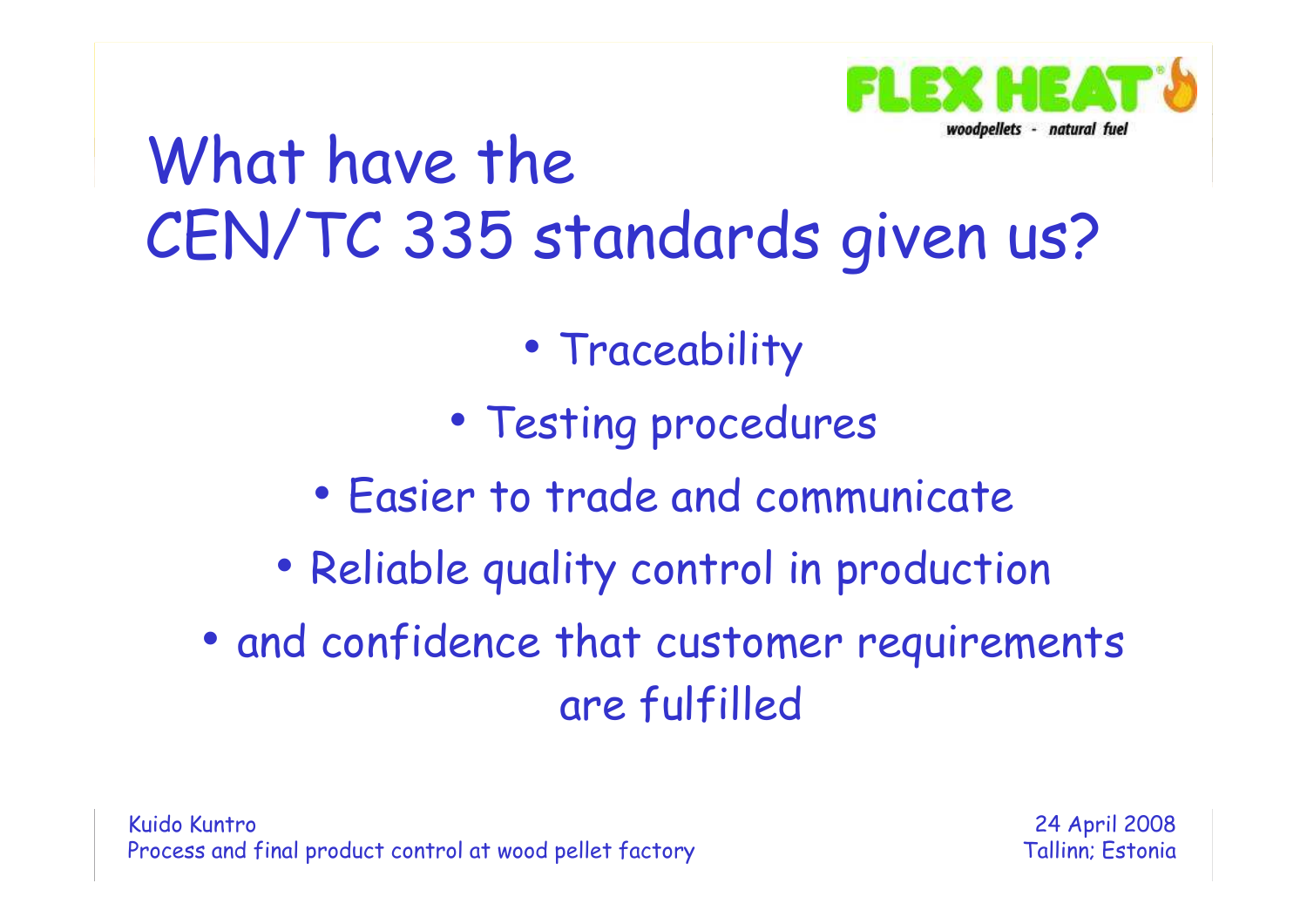# What have the CEN/TC 335 standards given us?

- Traceability
- Testing procedures
- Easier to trade and communicate
- Reliable quality control in production
- and confidence that customer requirements are fulfilled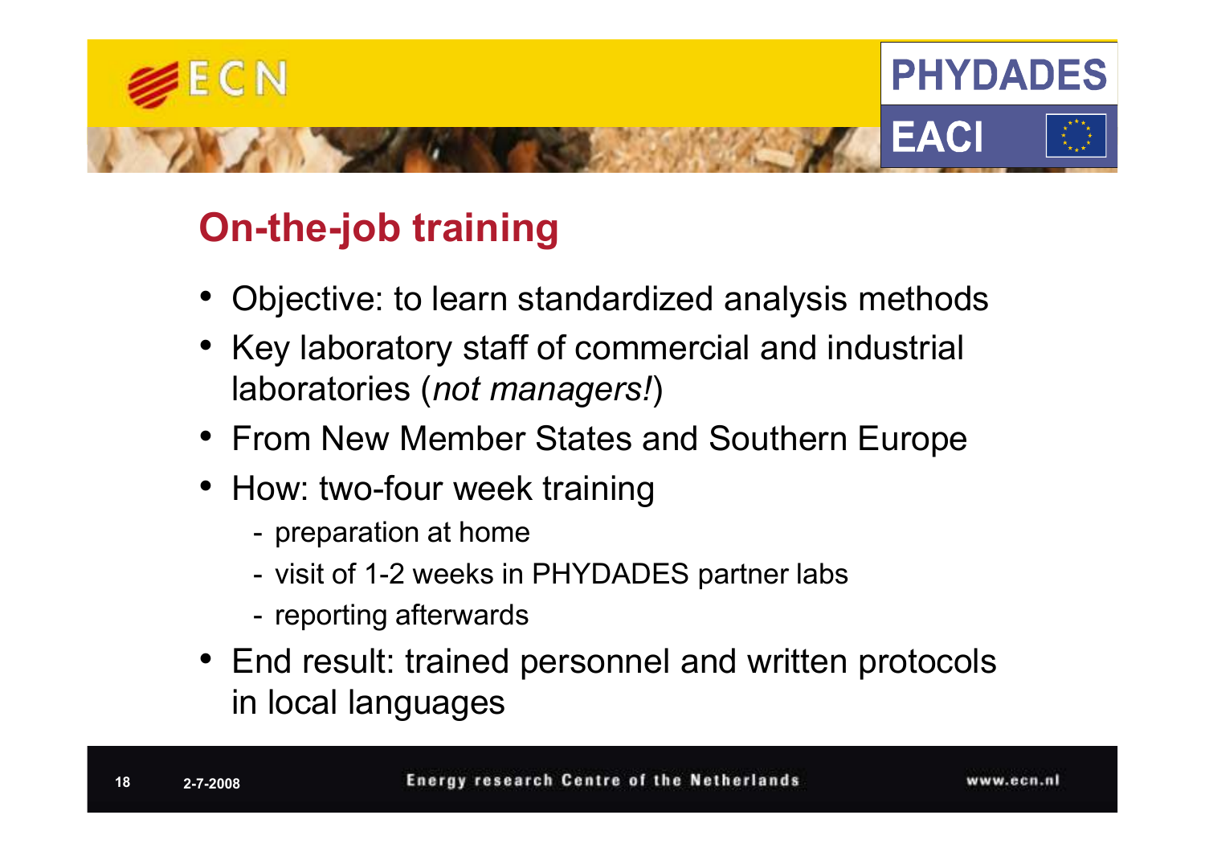## On-the-job training

- Objective: to learn standardized analysis methods
- Key laboratory staff of commercial and industrial laboratories (*not managers!*)
- From New Member States and Southern Europe
- How: two-four week training
  - preparation at home
  - visit of 1-2 weeks in PHYDADES partner labs
  - reporting afterwards
- End result: trained personnel and written protocols in local languages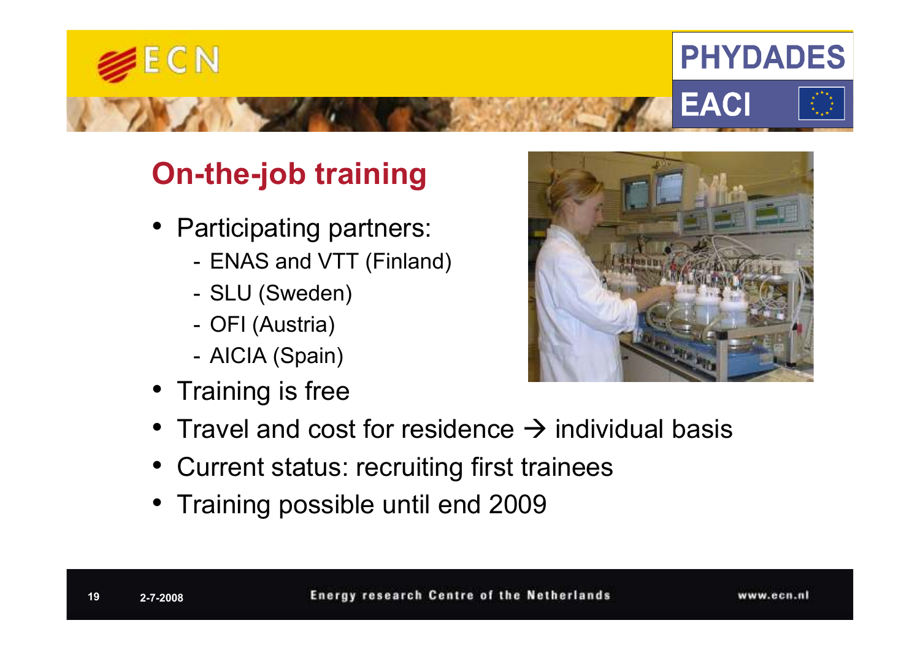## On-the-job training

- Participating partners:
  - ENAS and VTT (Finland)
  - SLU (Sweden)
  - OFI (Austria)
  - AICIA (Spain)
- Training is free
- Travel and cost for residence → individual basis
- Current status: recruiting first trainees
- Training possible until end 2009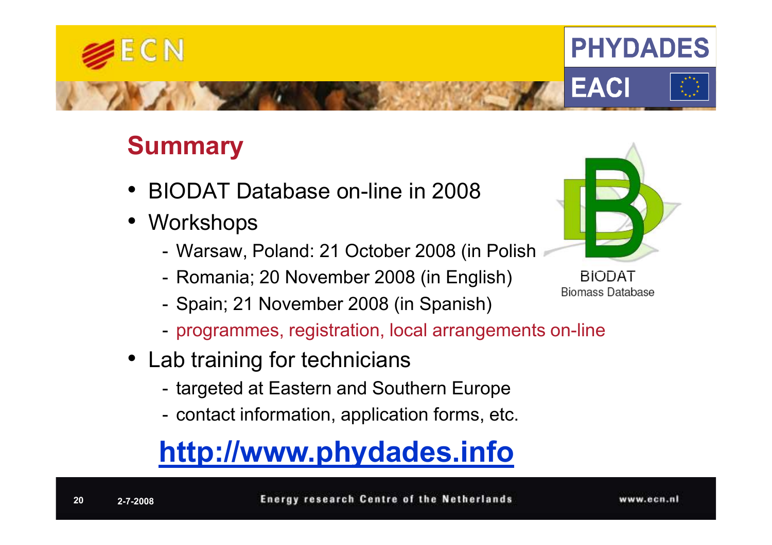## Summary

- BIODAT Database on-line in 2008
- Workshops
  - Warsaw, Poland: 21 October 2008 (in Polish
  - Romania; 20 November 2008 (in English)
  - Spain; 21 November 2008 (in Spanish)
  - programmes, registration, local arrangements on-line
- Lab training for technicians
  - targeted at Eastern and Southern Europe
  - contact information, application forms, etc.

BIODAT
Biomass Database

**http://www.phydades.info**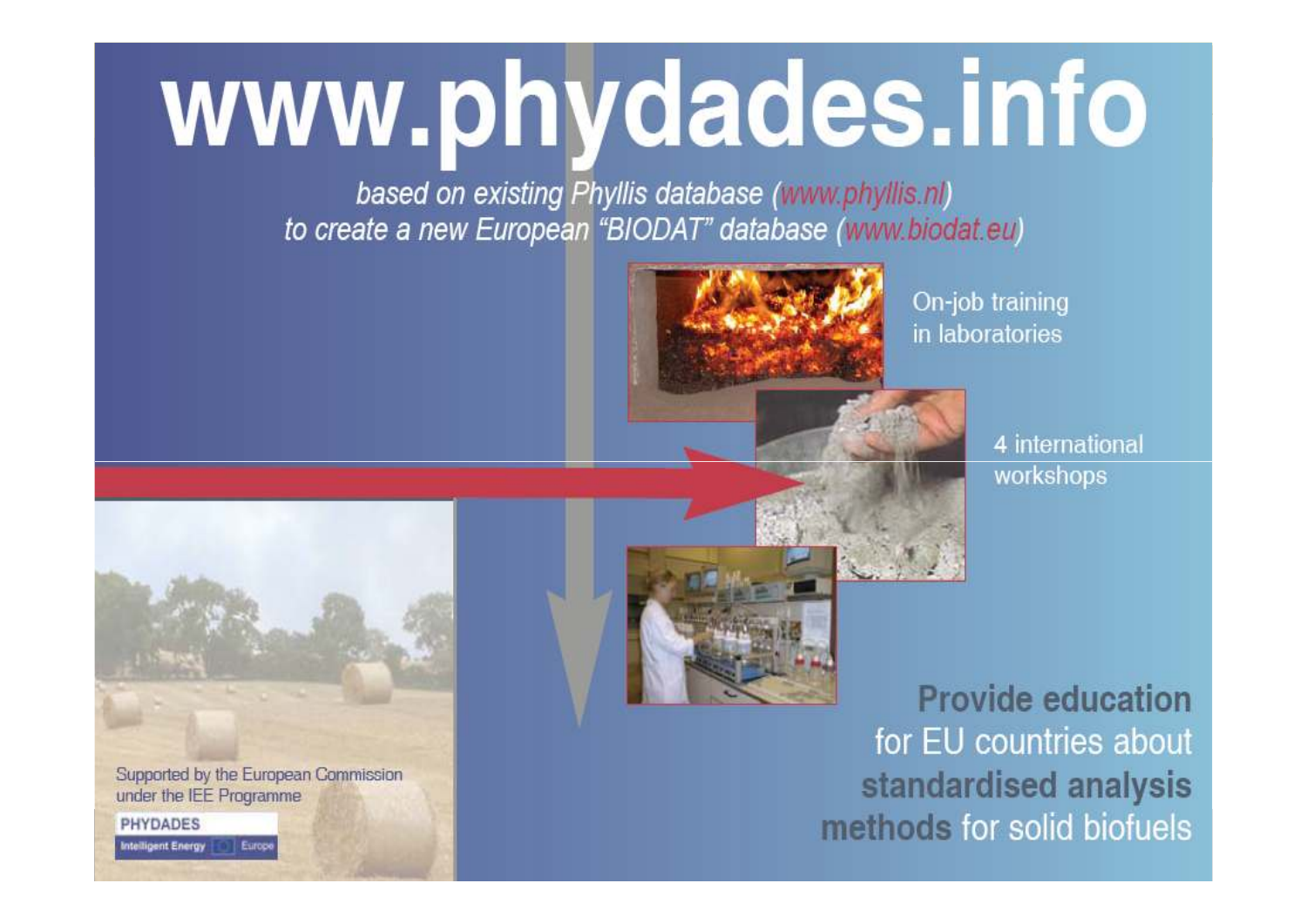# www.phydades.info

*based on existing Phyllis database (www.phyllis.nl)*
*to create a new European "BIODAT" database (www.biodat.eu)*

On-job training in laboratories

4 international workshops

**Provide education** for EU countries about **standardised analysis methods** for solid biofuels

Supported by the European Commission under the IEE Programme

PHYDADES

Intelligent Energy Europe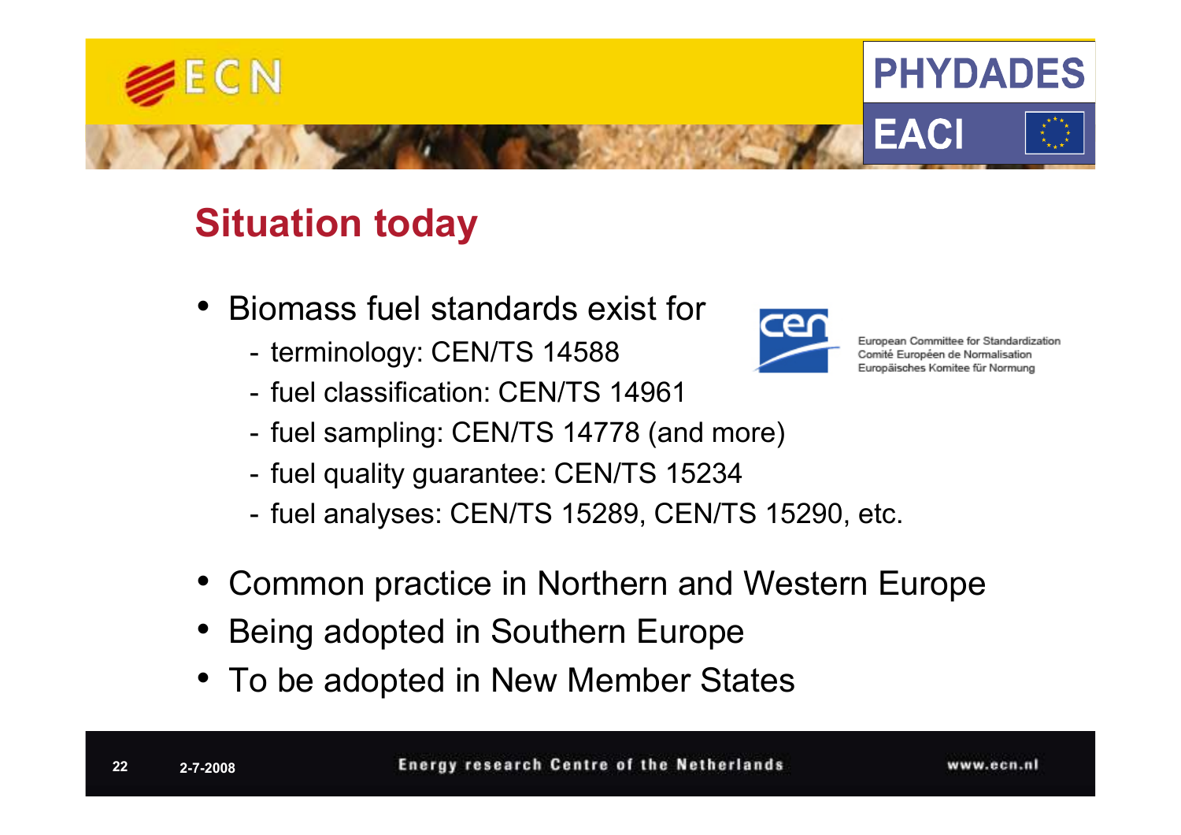## Situation today

- Biomass fuel standards exist for
  - terminology: CEN/TS 14588
  - fuel classification: CEN/TS 14961
  - fuel sampling: CEN/TS 14778 (and more)
  - fuel quality guarantee: CEN/TS 15234
  - fuel analyses: CEN/TS 15289, CEN/TS 15290, etc.

European Committee for Standardization
Comité Européen de Normalisation
Europäisches Komitee für Normung

- Common practice in Northern and Western Europe
- Being adopted in Southern Europe
- To be adopted in New Member States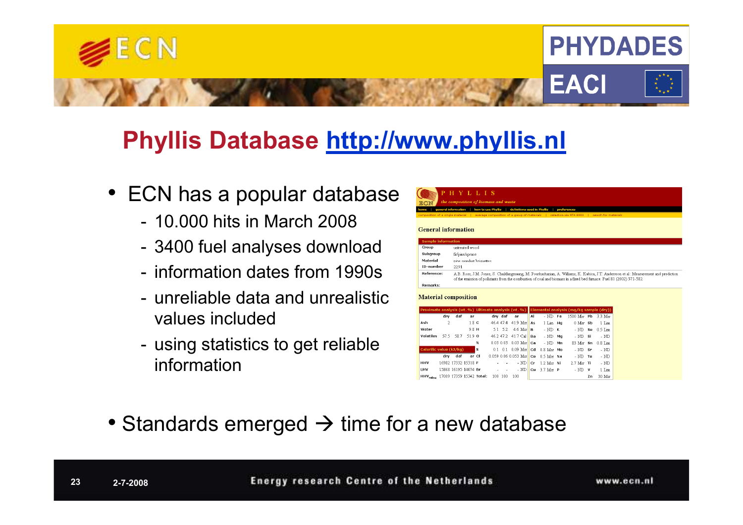# Phyllis Database http://www.phyllis.nl

- ECN has a popular database
  - 10.000 hits in March 2008
  - 3400 fuel analyses download
  - information dates from 1990s
  - unreliable data and unrealistic values included
  - using statistics to get reliable information

- Standards emerged → time for a new database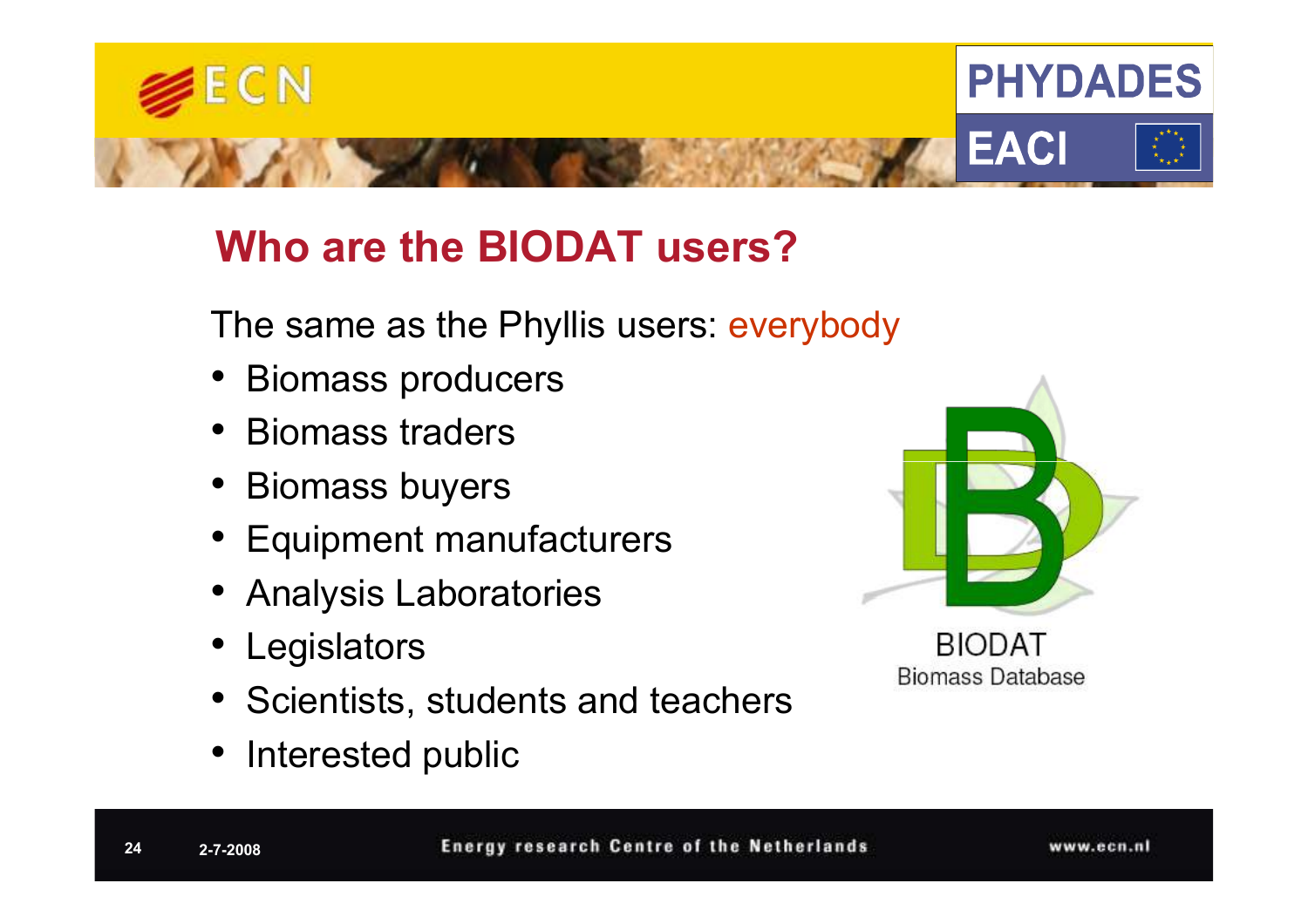## Who are the BIODAT users?

The same as the Phyllis users: everybody

- Biomass producers
- Biomass traders
- Biomass buyers
- Equipment manufacturers
- Analysis Laboratories
- Legislators
- Scientists, students and teachers
- Interested public

BIODAT
Biomass Database